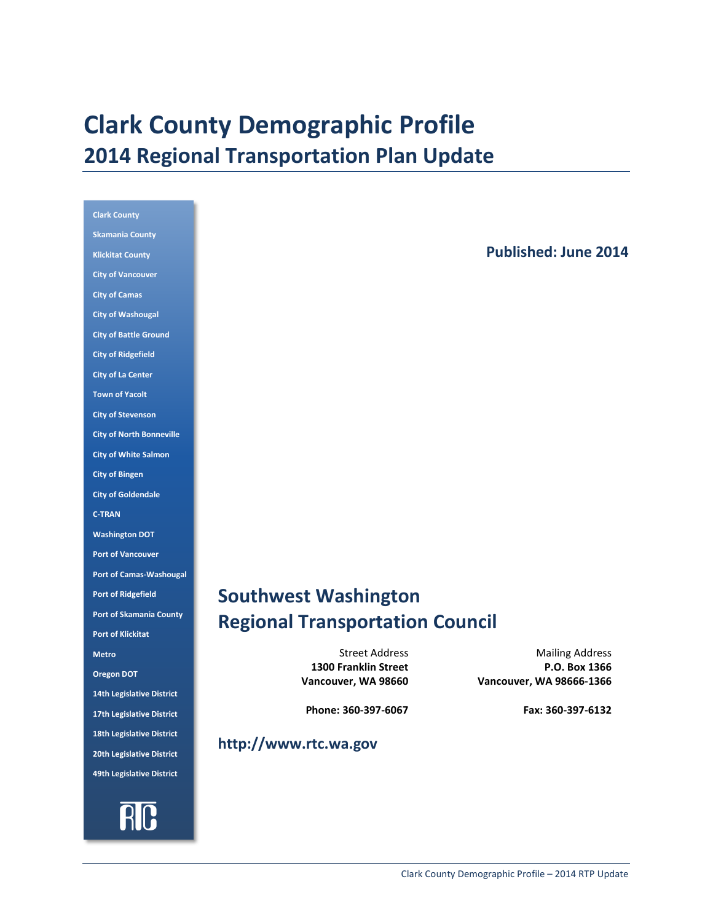# Clark County Demographic Profile

## 2014 Regional Transportation Plan Update

Clark County
Skamania County
Klickitat County
City of Vancouver
City of Camas
City of Washougal
City of Battle Ground
City of Ridgefield
City of La Center
Town of Yacolt
City of Stevenson
City of North Bonneville
City of White Salmon
City of Bingen
City of Goldendale
C-TRAN
Washington DOT
Port of Vancouver
Port of Camas-Washougal
Port of Ridgefield
Port of Skamania County
Port of Klickitat
Metro
Oregon DOT
14th Legislative District
17th Legislative District
18th Legislative District
20th Legislative District
49th Legislative District

RTC

**Published: June 2014**

## Southwest Washington Regional Transportation Council

Street Address
**1300 Franklin Street**
**Vancouver, WA 98660**

**Phone: 360-397-6067**

Mailing Address
**P.O. Box 1366**
**Vancouver, WA 98666-1366**

**Fax: 360-397-6132**

**http://www.rtc.wa.gov**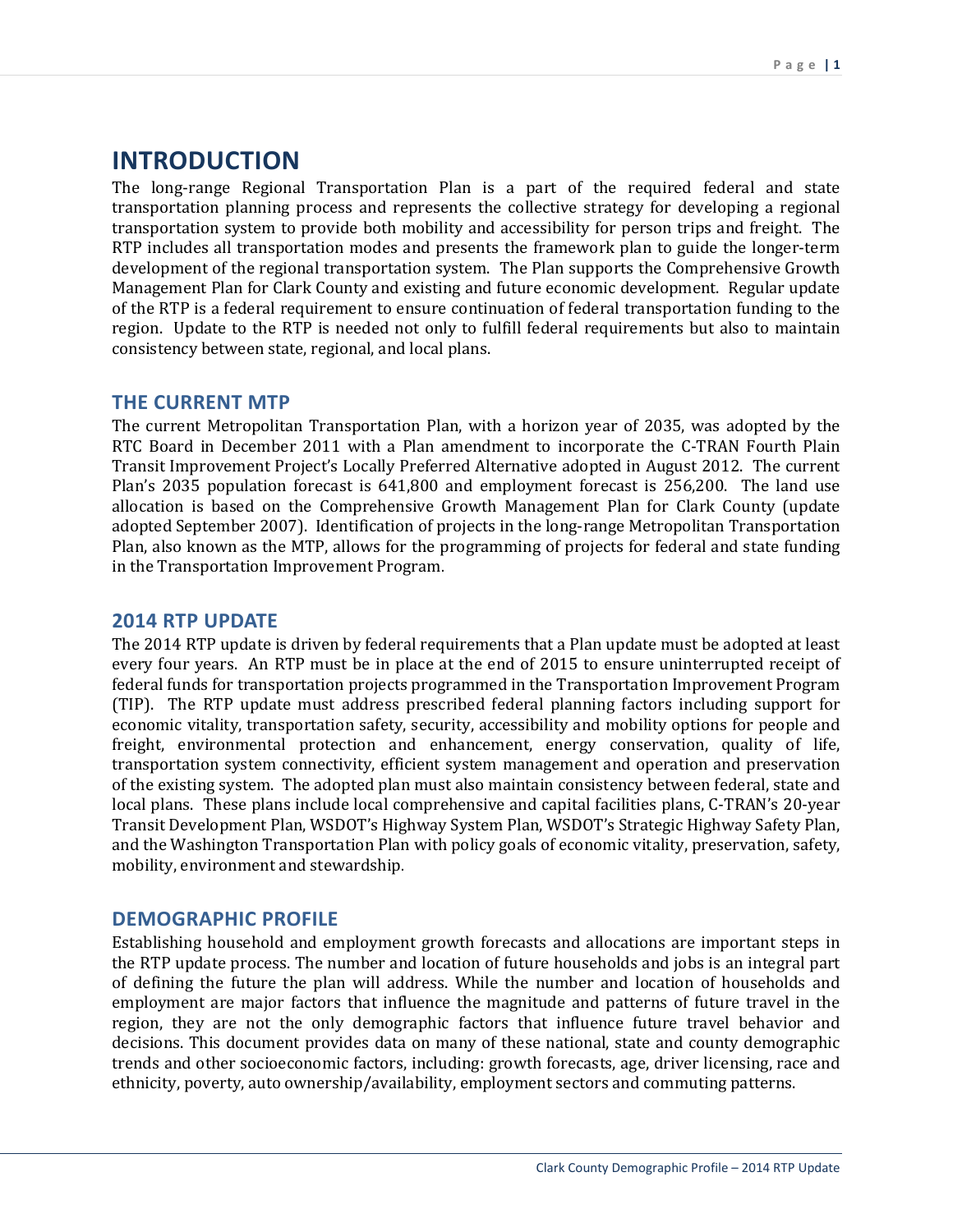# INTRODUCTION

The long-range Regional Transportation Plan is a part of the required federal and state transportation planning process and represents the collective strategy for developing a regional transportation system to provide both mobility and accessibility for person trips and freight. The RTP includes all transportation modes and presents the framework plan to guide the longer-term development of the regional transportation system. The Plan supports the Comprehensive Growth Management Plan for Clark County and existing and future economic development. Regular update of the RTP is a federal requirement to ensure continuation of federal transportation funding to the region. Update to the RTP is needed not only to fulfill federal requirements but also to maintain consistency between state, regional, and local plans.

## THE CURRENT MTP

The current Metropolitan Transportation Plan, with a horizon year of 2035, was adopted by the RTC Board in December 2011 with a Plan amendment to incorporate the C-TRAN Fourth Plain Transit Improvement Project's Locally Preferred Alternative adopted in August 2012. The current Plan's 2035 population forecast is 641,800 and employment forecast is 256,200. The land use allocation is based on the Comprehensive Growth Management Plan for Clark County (update adopted September 2007). Identification of projects in the long-range Metropolitan Transportation Plan, also known as the MTP, allows for the programming of projects for federal and state funding in the Transportation Improvement Program.

## 2014 RTP UPDATE

The 2014 RTP update is driven by federal requirements that a Plan update must be adopted at least every four years. An RTP must be in place at the end of 2015 to ensure uninterrupted receipt of federal funds for transportation projects programmed in the Transportation Improvement Program (TIP). The RTP update must address prescribed federal planning factors including support for economic vitality, transportation safety, security, accessibility and mobility options for people and freight, environmental protection and enhancement, energy conservation, quality of life, transportation system connectivity, efficient system management and operation and preservation of the existing system. The adopted plan must also maintain consistency between federal, state and local plans. These plans include local comprehensive and capital facilities plans, C-TRAN's 20-year Transit Development Plan, WSDOT's Highway System Plan, WSDOT's Strategic Highway Safety Plan, and the Washington Transportation Plan with policy goals of economic vitality, preservation, safety, mobility, environment and stewardship.

## DEMOGRAPHIC PROFILE

Establishing household and employment growth forecasts and allocations are important steps in the RTP update process. The number and location of future households and jobs is an integral part of defining the future the plan will address. While the number and location of households and employment are major factors that influence the magnitude and patterns of future travel in the region, they are not the only demographic factors that influence future travel behavior and decisions. This document provides data on many of these national, state and county demographic trends and other socioeconomic factors, including: growth forecasts, age, driver licensing, race and ethnicity, poverty, auto ownership/availability, employment sectors and commuting patterns.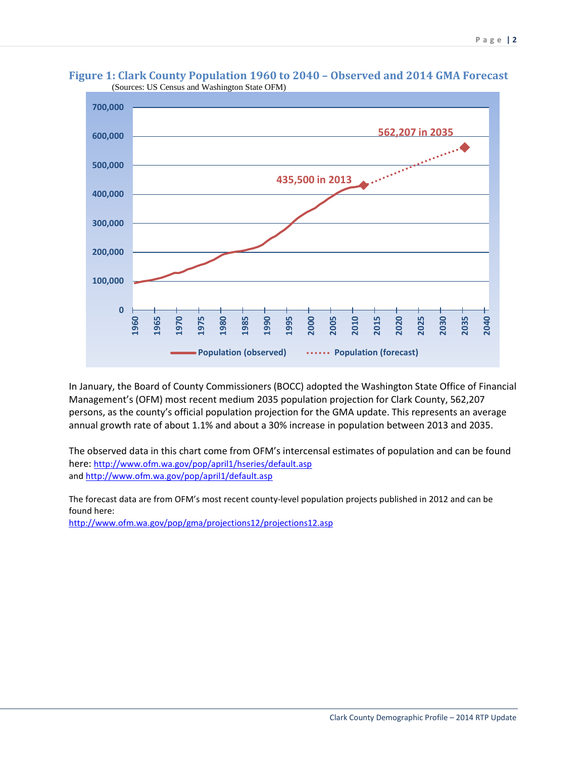**Figure 1: Clark County Population 1960 to 2040 – Observed and 2014 GMA Forecast**
(Sources: US Census and Washington State OFM)

In January, the Board of County Commissioners (BOCC) adopted the Washington State Office of Financial Management's (OFM) most recent medium 2035 population projection for Clark County, 562,207 persons, as the county's official population projection for the GMA update. This represents an average annual growth rate of about 1.1% and about a 30% increase in population between 2013 and 2035.

The observed data in this chart come from OFM's intercensal estimates of population and can be found here: http://www.ofm.wa.gov/pop/april1/hseries/default.asp
and http://www.ofm.wa.gov/pop/april1/default.asp

The forecast data are from OFM's most recent county-level population projects published in 2012 and can be found here:
http://www.ofm.wa.gov/pop/gma/projections12/projections12.asp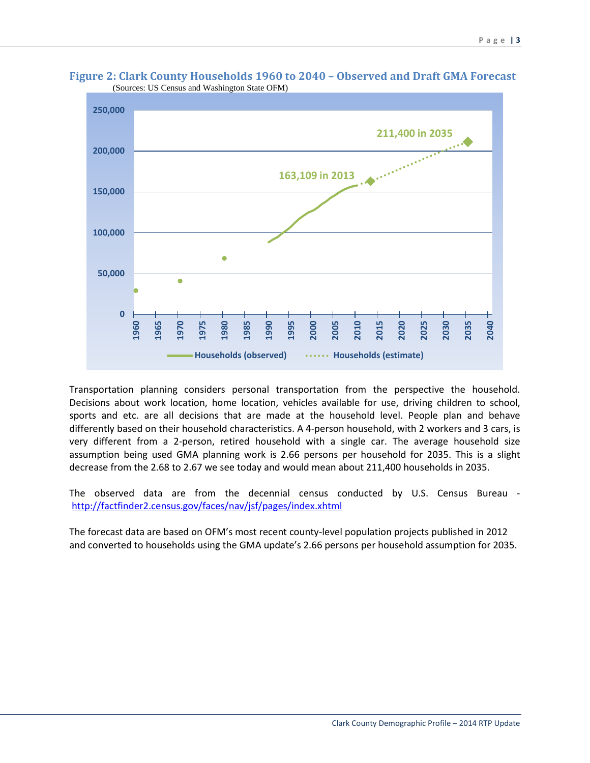### Figure 2: Clark County Households 1960 to 2040 – Observed and Draft GMA Forecast

(Sources: US Census and Washington State OFM)

Transportation planning considers personal transportation from the perspective the household. Decisions about work location, home location, vehicles available for use, driving children to school, sports and etc. are all decisions that are made at the household level. People plan and behave differently based on their household characteristics. A 4-person household, with 2 workers and 3 cars, is very different from a 2-person, retired household with a single car. The average household size assumption being used GMA planning work is 2.66 persons per household for 2035. This is a slight decrease from the 2.68 to 2.67 we see today and would mean about 211,400 households in 2035.

The observed data are from the decennial census conducted by U.S. Census Bureau - http://factfinder2.census.gov/faces/nav/jsf/pages/index.xhtml

The forecast data are based on OFM's most recent county-level population projects published in 2012 and converted to households using the GMA update's 2.66 persons per household assumption for 2035.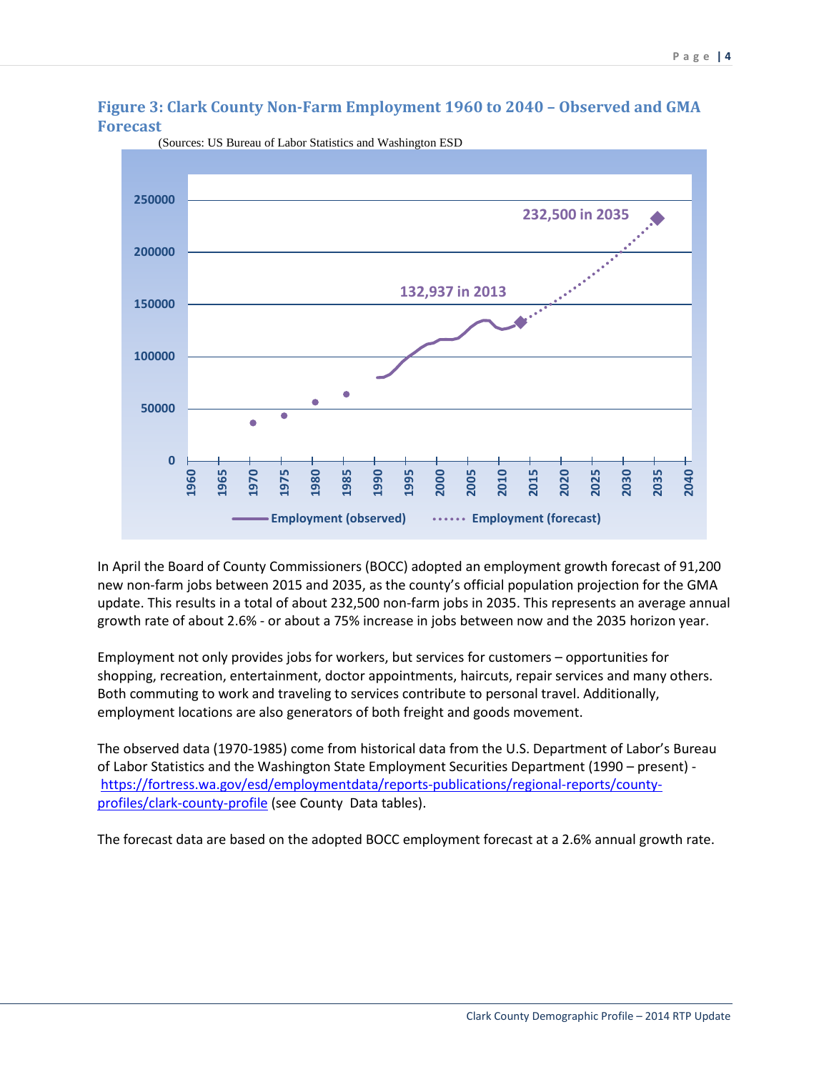## Figure 3: Clark County Non-Farm Employment 1960 to 2040 – Observed and GMA Forecast

(Sources: US Bureau of Labor Statistics and Washington ESD

In April the Board of County Commissioners (BOCC) adopted an employment growth forecast of 91,200 new non-farm jobs between 2015 and 2035, as the county's official population projection for the GMA update. This results in a total of about 232,500 non-farm jobs in 2035. This represents an average annual growth rate of about 2.6% - or about a 75% increase in jobs between now and the 2035 horizon year.

Employment not only provides jobs for workers, but services for customers – opportunities for shopping, recreation, entertainment, doctor appointments, haircuts, repair services and many others. Both commuting to work and traveling to services contribute to personal travel. Additionally, employment locations are also generators of both freight and goods movement.

The observed data (1970-1985) come from historical data from the U.S. Department of Labor's Bureau of Labor Statistics and the Washington State Employment Securities Department (1990 – present) - https://fortress.wa.gov/esd/employmentdata/reports-publications/regional-reports/county-profiles/clark-county-profile (see County Data tables).

The forecast data are based on the adopted BOCC employment forecast at a 2.6% annual growth rate.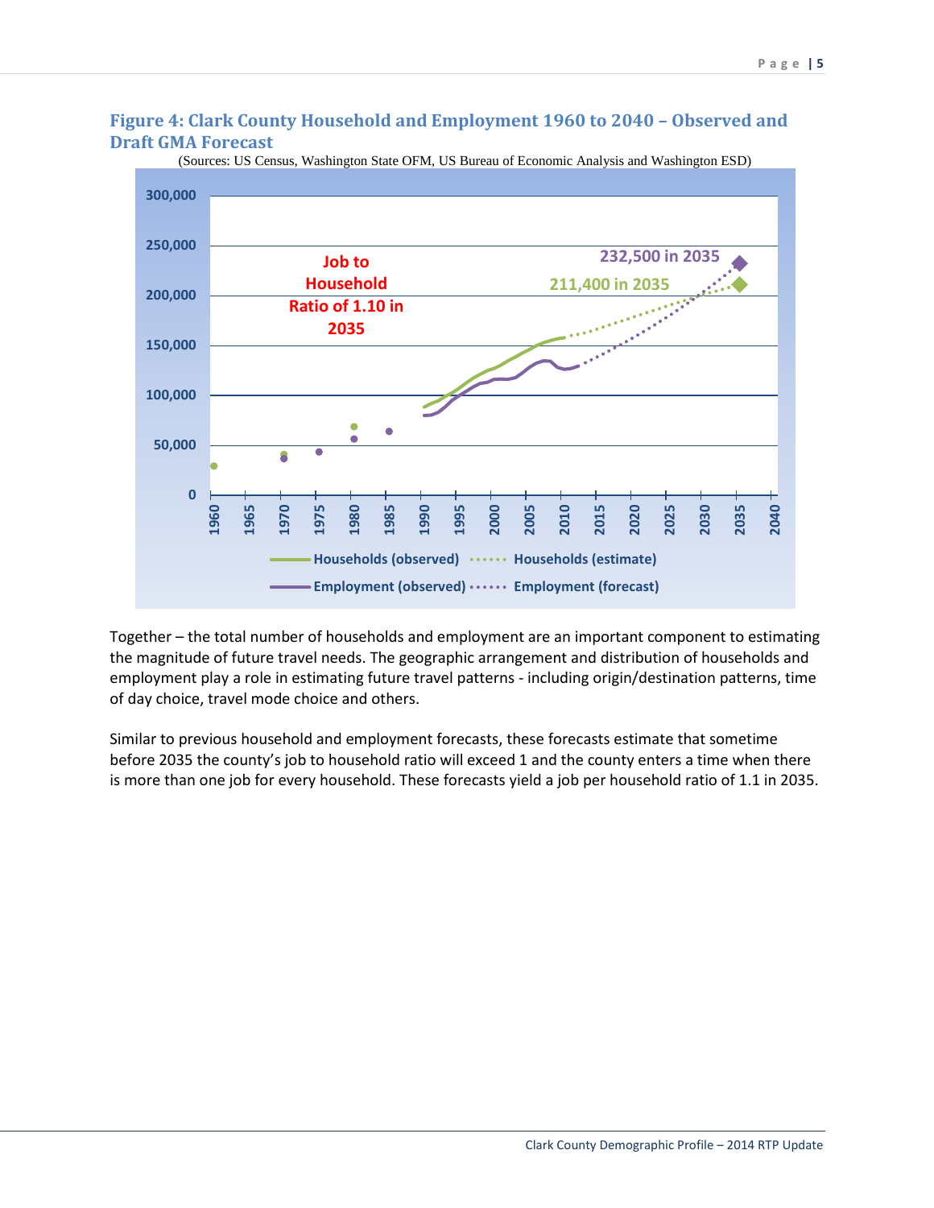## Figure 4: Clark County Household and Employment 1960 to 2040 – Observed and Draft GMA Forecast

(Sources: US Census, Washington State OFM, US Bureau of Economic Analysis and Washington ESD)

Together – the total number of households and employment are an important component to estimating the magnitude of future travel needs. The geographic arrangement and distribution of households and employment play a role in estimating future travel patterns - including origin/destination patterns, time of day choice, travel mode choice and others.

Similar to previous household and employment forecasts, these forecasts estimate that sometime before 2035 the county's job to household ratio will exceed 1 and the county enters a time when there is more than one job for every household. These forecasts yield a job per household ratio of 1.1 in 2035.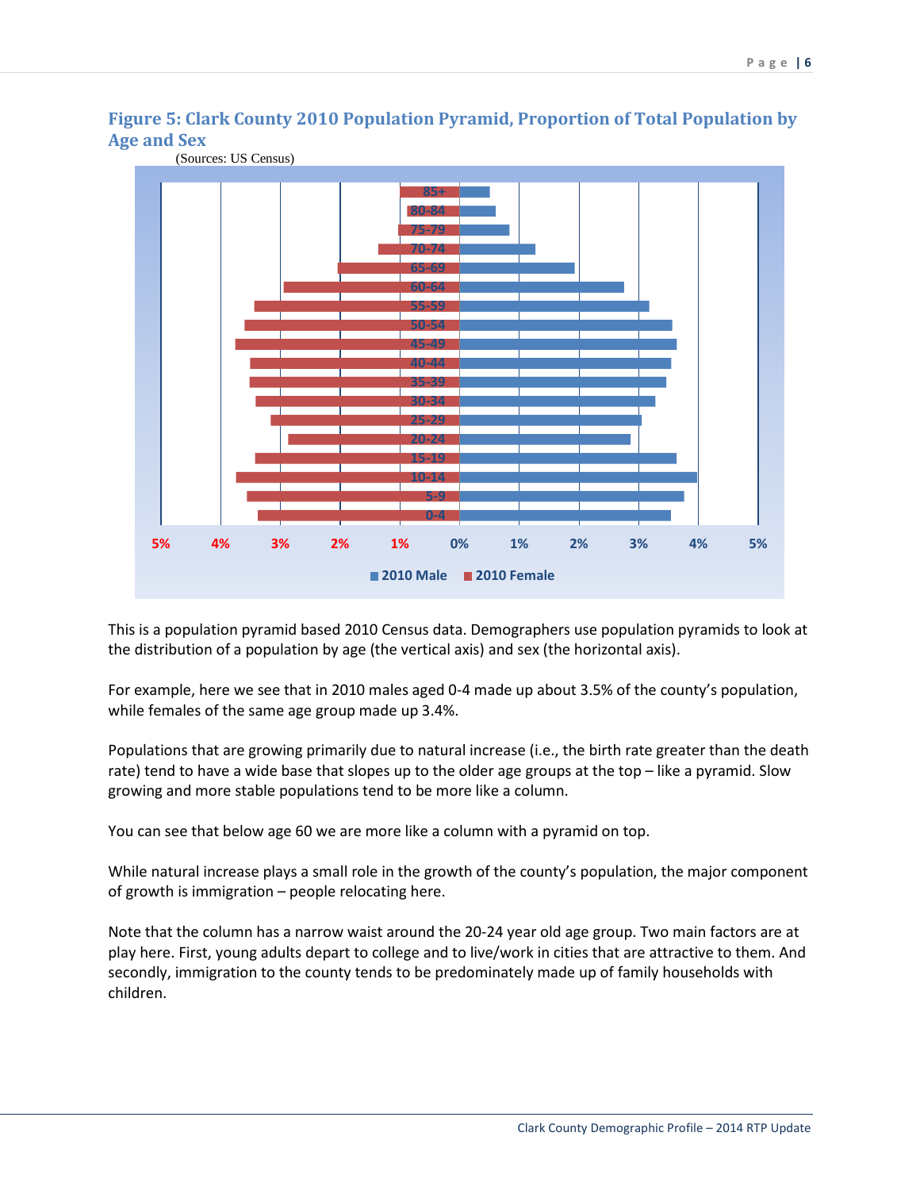## Figure 5: Clark County 2010 Population Pyramid, Proportion of Total Population by Age and Sex

(Sources: US Census)

This is a population pyramid based 2010 Census data. Demographers use population pyramids to look at the distribution of a population by age (the vertical axis) and sex (the horizontal axis).

For example, here we see that in 2010 males aged 0-4 made up about 3.5% of the county's population, while females of the same age group made up 3.4%.

Populations that are growing primarily due to natural increase (i.e., the birth rate greater than the death rate) tend to have a wide base that slopes up to the older age groups at the top – like a pyramid. Slow growing and more stable populations tend to be more like a column.

You can see that below age 60 we are more like a column with a pyramid on top.

While natural increase plays a small role in the growth of the county's population, the major component of growth is immigration – people relocating here.

Note that the column has a narrow waist around the 20-24 year old age group. Two main factors are at play here. First, young adults depart to college and to live/work in cities that are attractive to them. And secondly, immigration to the county tends to be predominately made up of family households with children.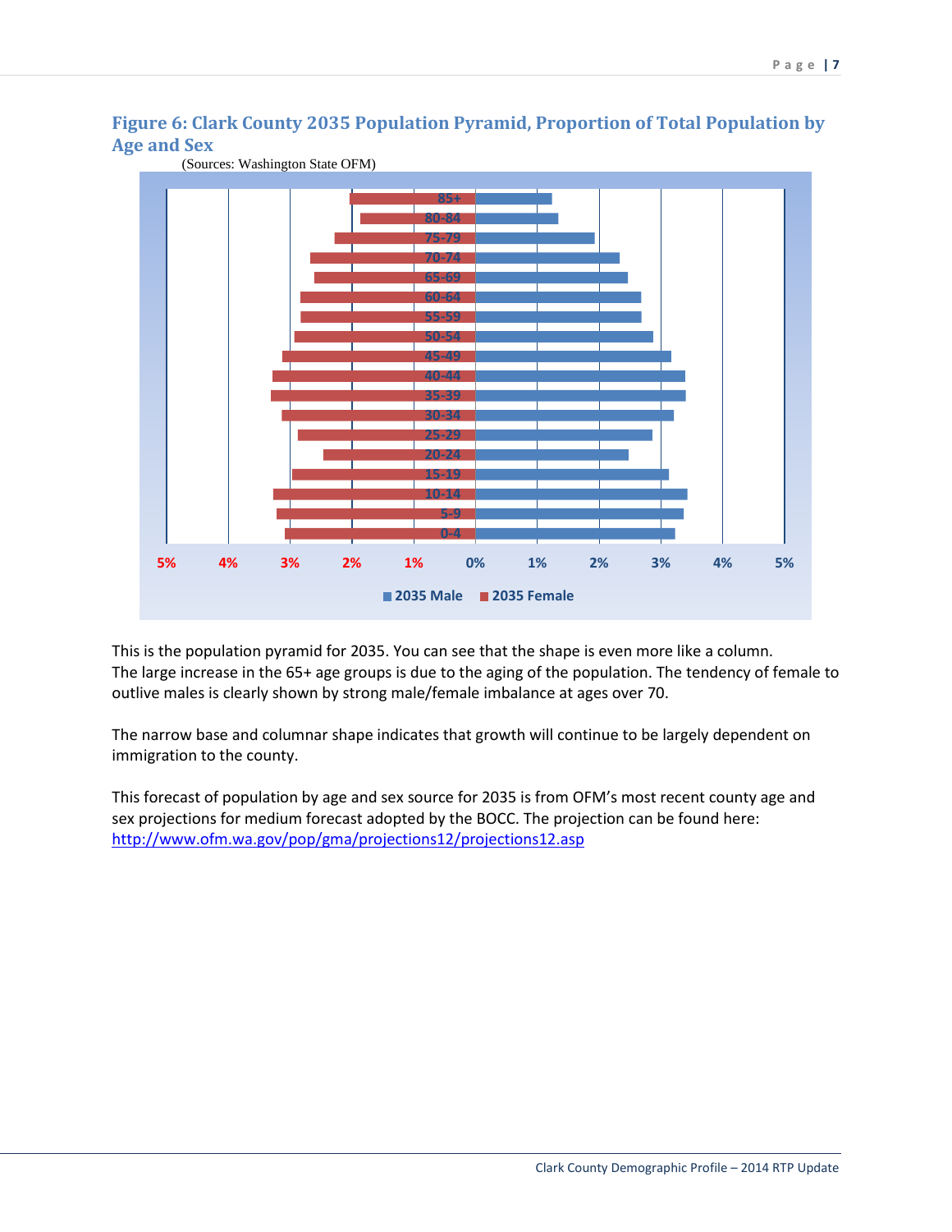### Figure 6: Clark County 2035 Population Pyramid, Proportion of Total Population by Age and Sex

(Sources: Washington State OFM)

This is the population pyramid for 2035. You can see that the shape is even more like a column. The large increase in the 65+ age groups is due to the aging of the population. The tendency of female to outlive males is clearly shown by strong male/female imbalance at ages over 70.

The narrow base and columnar shape indicates that growth will continue to be largely dependent on immigration to the county.

This forecast of population by age and sex source for 2035 is from OFM's most recent county age and sex projections for medium forecast adopted by the BOCC. The projection can be found here: [http://www.ofm.wa.gov/pop/gma/projections12/projections12.asp](http://www.ofm.wa.gov/pop/gma/projections12/projections12.asp)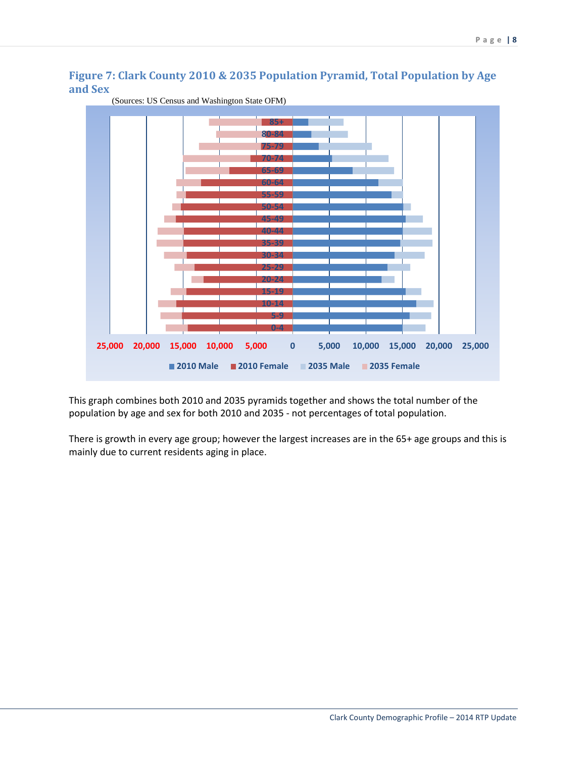## Figure 7: Clark County 2010 & 2035 Population Pyramid, Total Population by Age and Sex

(Sources: US Census and Washington State OFM)

This graph combines both 2010 and 2035 pyramids together and shows the total number of the population by age and sex for both 2010 and 2035 - not percentages of total population.

There is growth in every age group; however the largest increases are in the 65+ age groups and this is mainly due to current residents aging in place.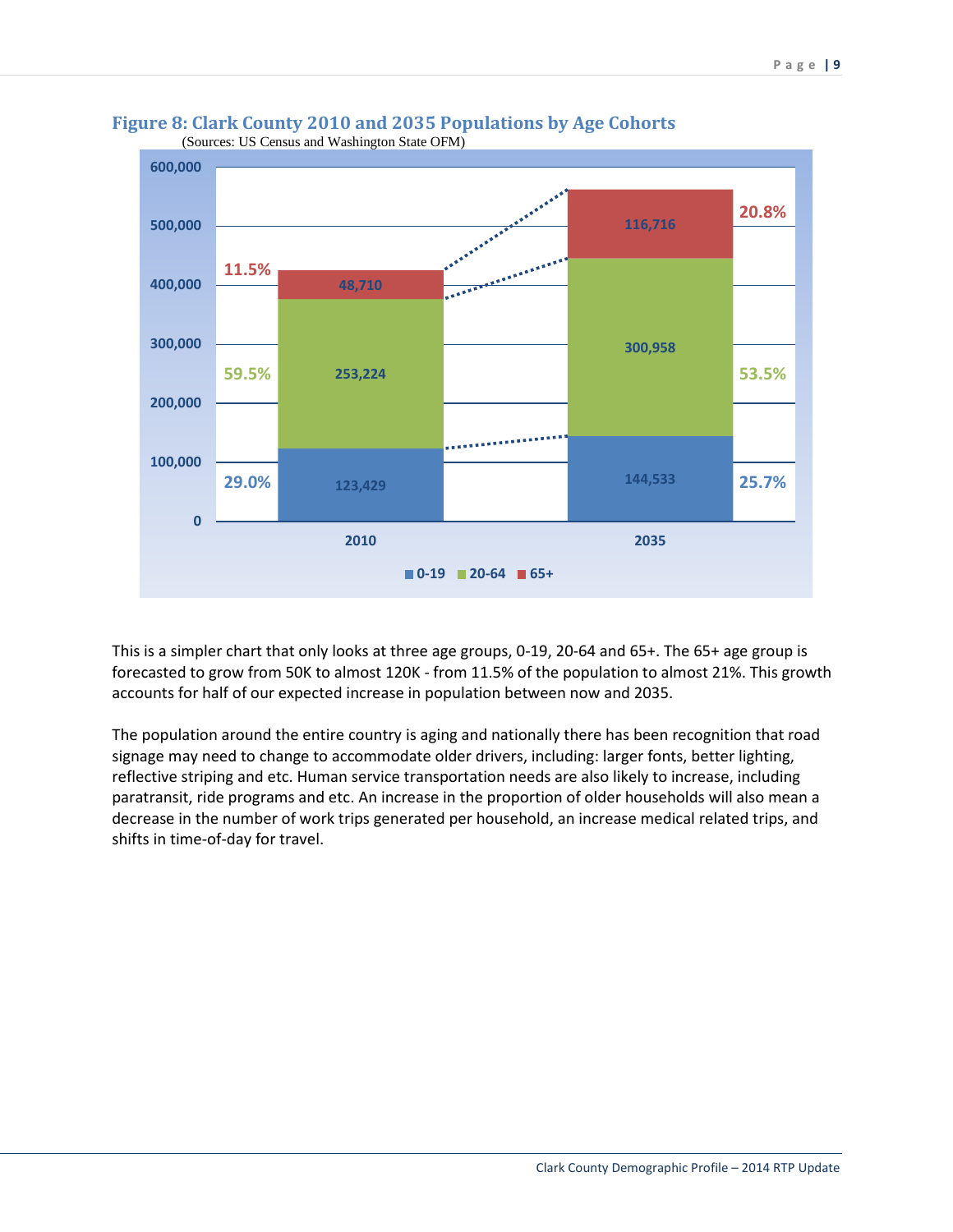### Figure 8: Clark County 2010 and 2035 Populations by Age Cohorts

(Sources: US Census and Washington State OFM)

| Age Cohort | 2010 | 2010 % | 2035 | 2035 % |
|---|---|---|---|---|
| 0-19 | 123,429 | 29.0% | 144,533 | 25.7% |
| 20-64 | 253,224 | 59.5% | 300,958 | 53.5% |
| 65+ | 48,710 | 11.5% | 116,716 | 20.8% |

This is a simpler chart that only looks at three age groups, 0-19, 20-64 and 65+. The 65+ age group is forecasted to grow from 50K to almost 120K - from 11.5% of the population to almost 21%. This growth accounts for half of our expected increase in population between now and 2035.

The population around the entire country is aging and nationally there has been recognition that road signage may need to change to accommodate older drivers, including: larger fonts, better lighting, reflective striping and etc. Human service transportation needs are also likely to increase, including paratransit, ride programs and etc. An increase in the proportion of older households will also mean a decrease in the number of work trips generated per household, an increase medical related trips, and shifts in time-of-day for travel.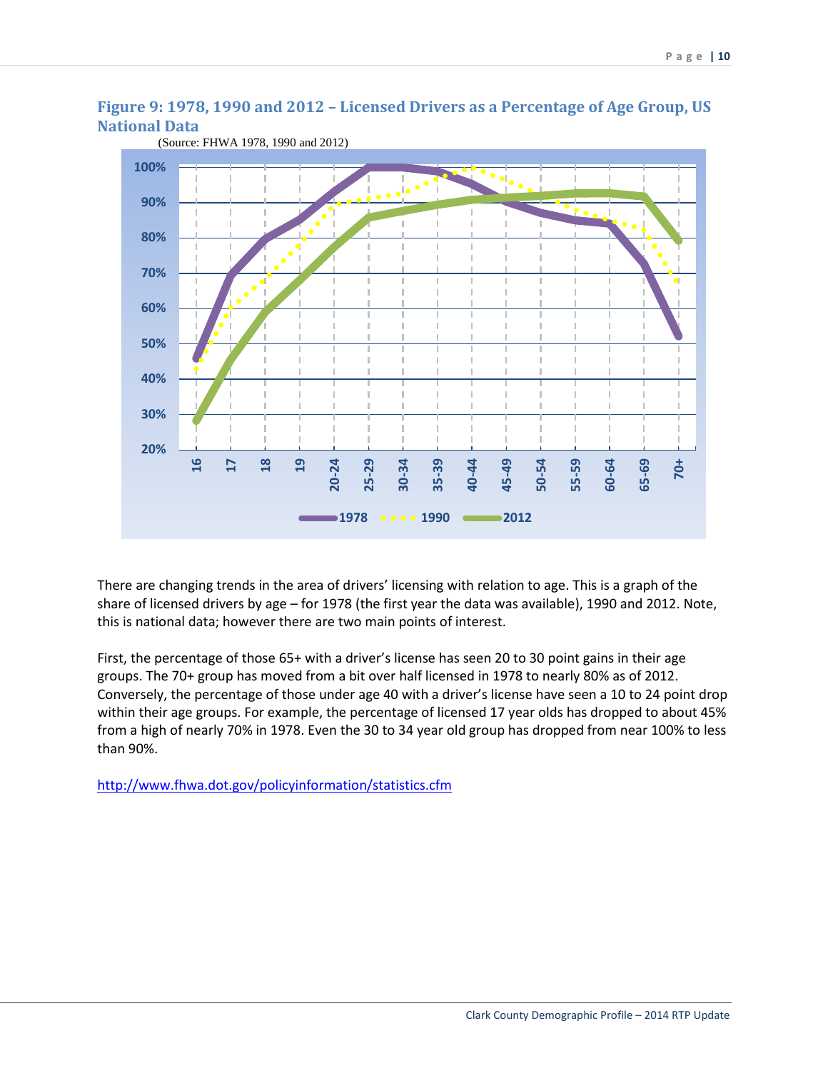### Figure 9: 1978, 1990 and 2012 – Licensed Drivers as a Percentage of Age Group, US National Data

(Source: FHWA 1978, 1990 and 2012)

There are changing trends in the area of drivers' licensing with relation to age. This is a graph of the share of licensed drivers by age – for 1978 (the first year the data was available), 1990 and 2012. Note, this is national data; however there are two main points of interest.

First, the percentage of those 65+ with a driver's license has seen 20 to 30 point gains in their age groups. The 70+ group has moved from a bit over half licensed in 1978 to nearly 80% as of 2012. Conversely, the percentage of those under age 40 with a driver's license have seen a 10 to 24 point drop within their age groups. For example, the percentage of licensed 17 year olds has dropped to about 45% from a high of nearly 70% in 1978. Even the 30 to 34 year old group has dropped from near 100% to less than 90%.

http://www.fhwa.dot.gov/policyinformation/statistics.cfm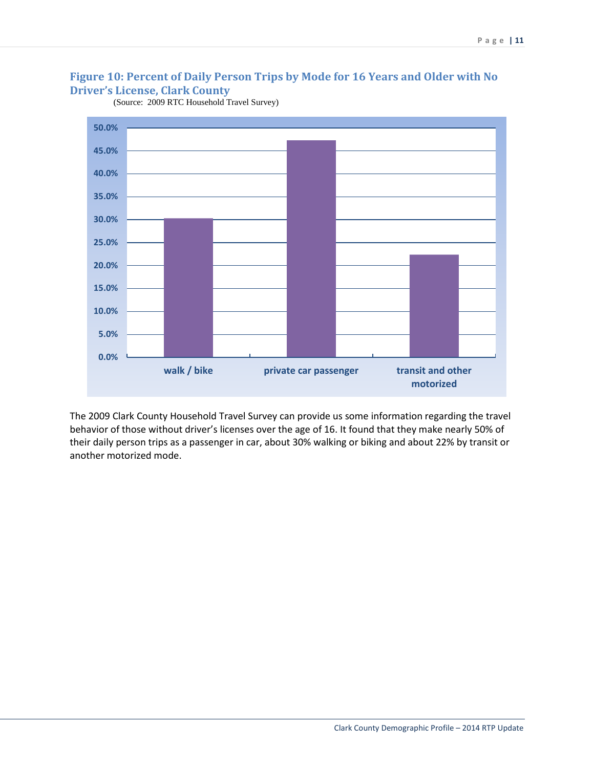**Figure 10: Percent of Daily Person Trips by Mode for 16 Years and Older with No Driver's License, Clark County**

(Source: 2009 RTC Household Travel Survey)

The 2009 Clark County Household Travel Survey can provide us some information regarding the travel behavior of those without driver's licenses over the age of 16. It found that they make nearly 50% of their daily person trips as a passenger in car, about 30% walking or biking and about 22% by transit or another motorized mode.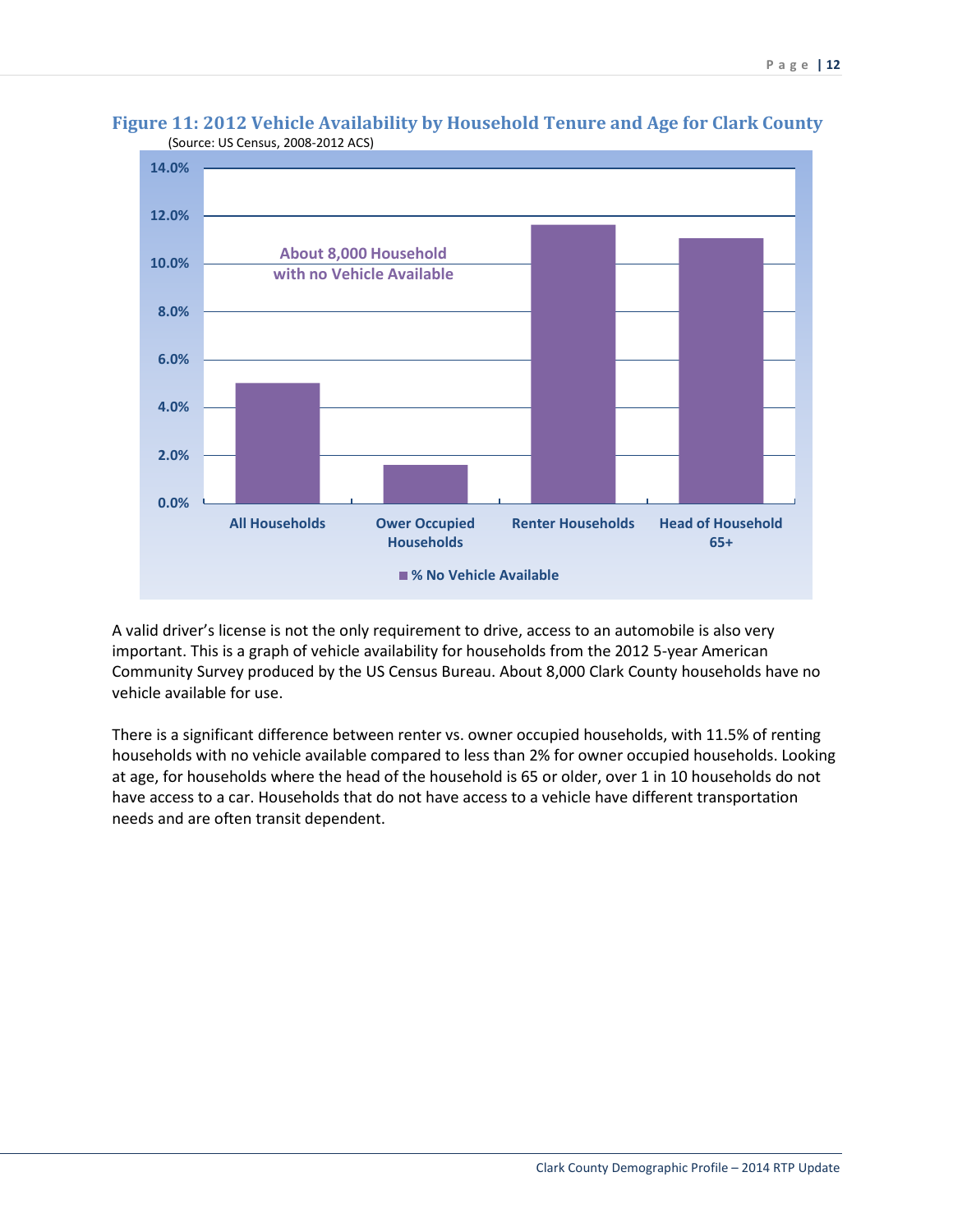## Figure 11: 2012 Vehicle Availability by Household Tenure and Age for Clark County

(Source: US Census, 2008-2012 ACS)

About 8,000 Household with no Vehicle Available

| | % No Vehicle Available |
|---|---|
| All Households | ~5.0% |
| Ower Occupied Households | ~1.6% |
| Renter Households | ~11.6% |
| Head of Household 65+ | ~11.1% |

A valid driver's license is not the only requirement to drive, access to an automobile is also very important. This is a graph of vehicle availability for households from the 2012 5-year American Community Survey produced by the US Census Bureau. About 8,000 Clark County households have no vehicle available for use.

There is a significant difference between renter vs. owner occupied households, with 11.5% of renting households with no vehicle available compared to less than 2% for owner occupied households. Looking at age, for households where the head of the household is 65 or older, over 1 in 10 households do not have access to a car. Households that do not have access to a vehicle have different transportation needs and are often transit dependent.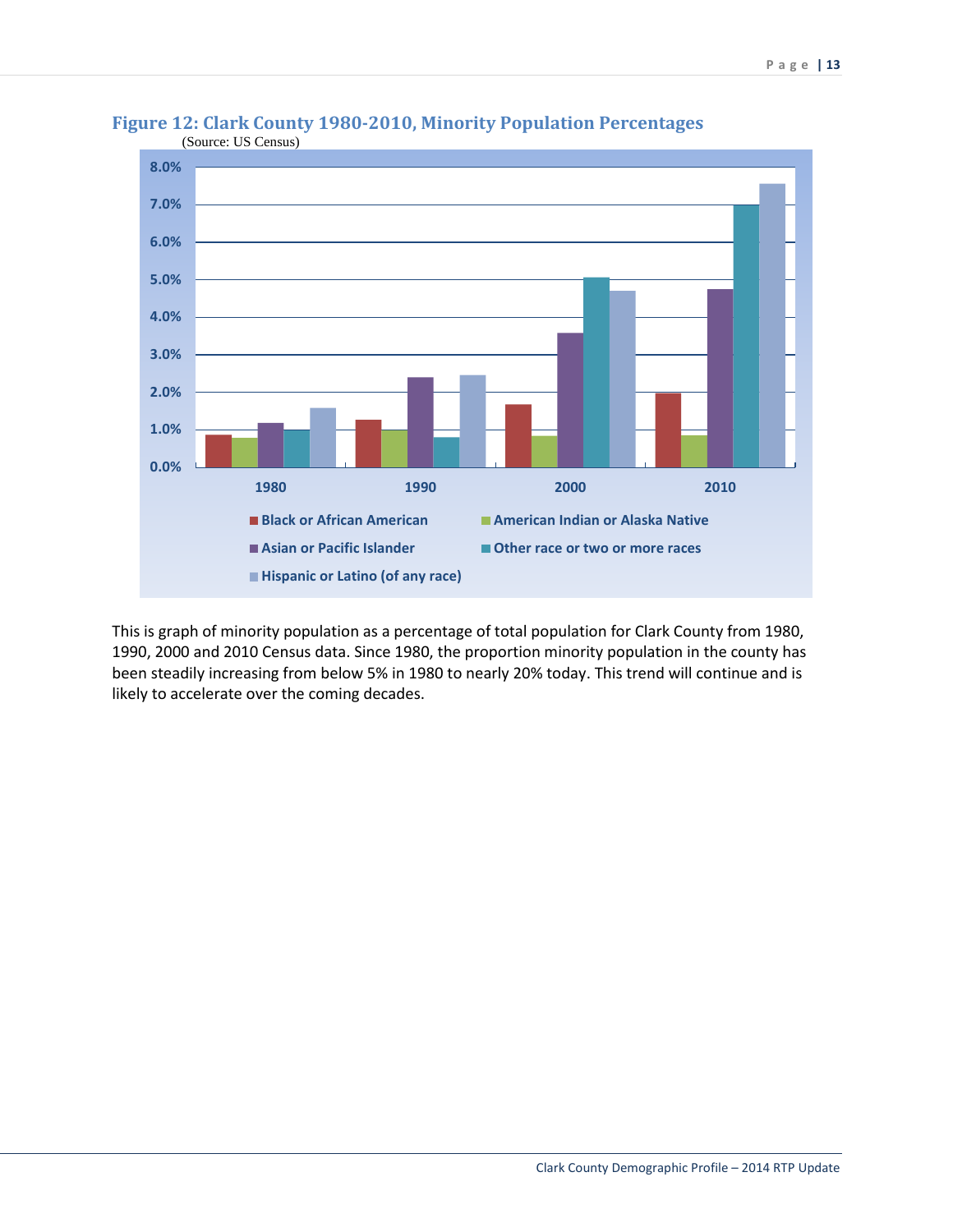## Figure 12: Clark County 1980-2010, Minority Population Percentages

(Source: US Census)

This is graph of minority population as a percentage of total population for Clark County from 1980, 1990, 2000 and 2010 Census data. Since 1980, the proportion minority population in the county has been steadily increasing from below 5% in 1980 to nearly 20% today. This trend will continue and is likely to accelerate over the coming decades.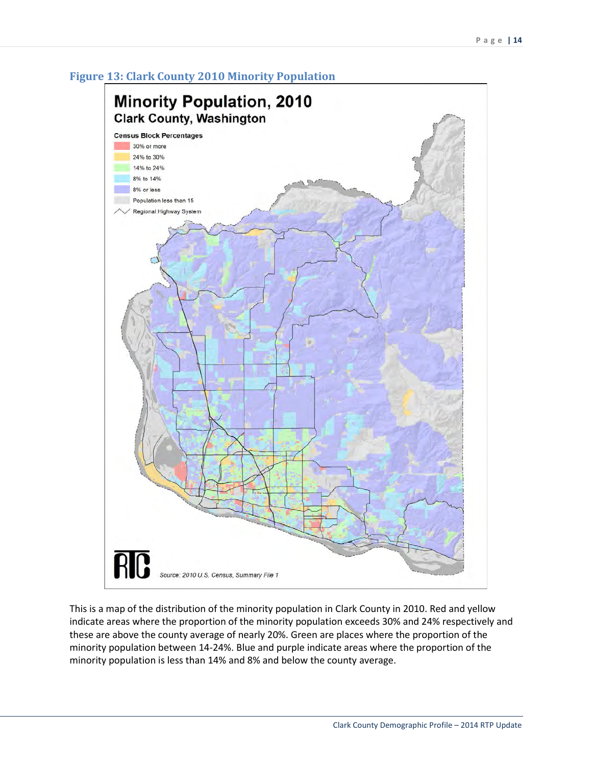### Figure 13: Clark County 2010 Minority Population

This is a map of the distribution of the minority population in Clark County in 2010. Red and yellow indicate areas where the proportion of the minority population exceeds 30% and 24% respectively and these are above the county average of nearly 20%. Green are places where the proportion of the minority population between 14-24%. Blue and purple indicate areas where the proportion of the minority population is less than 14% and 8% and below the county average.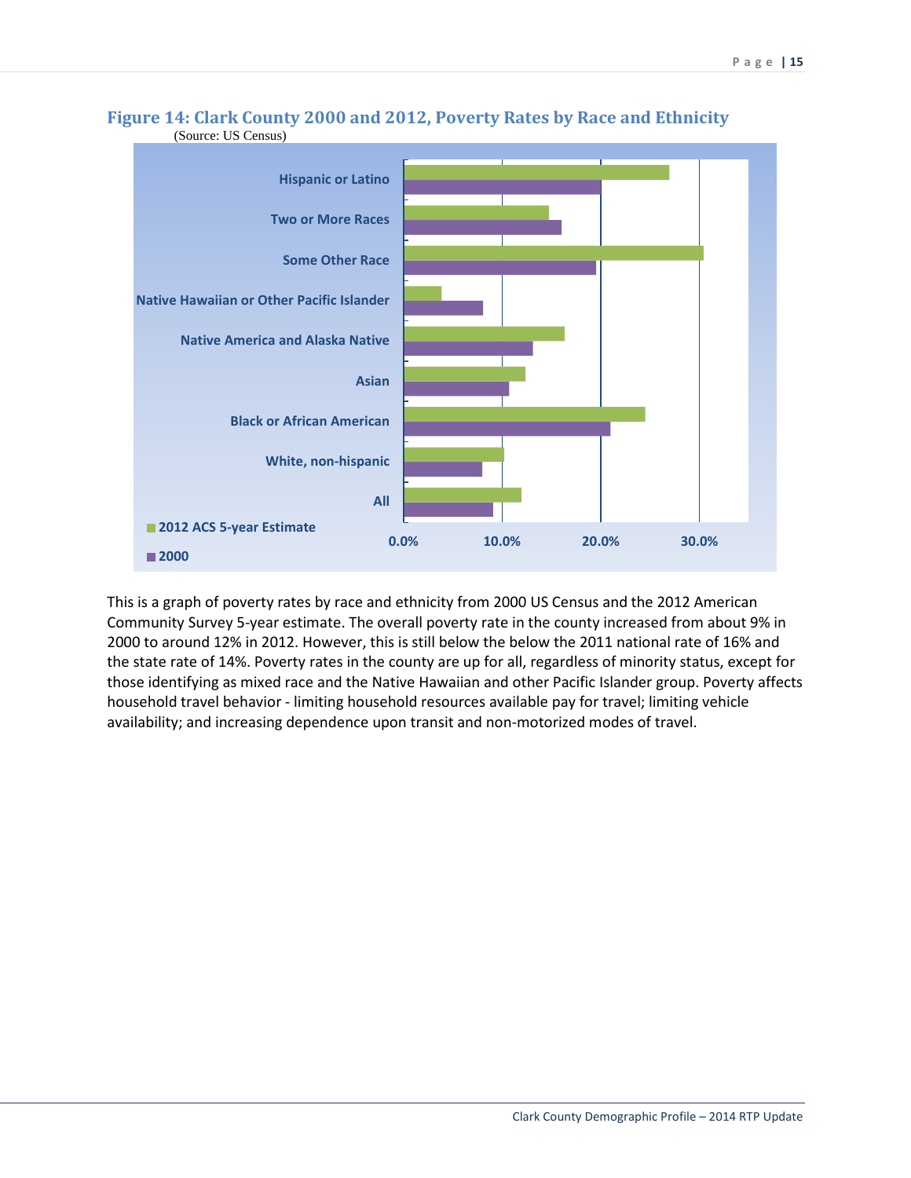## Figure 14: Clark County 2000 and 2012, Poverty Rates by Race and Ethnicity

(Source: US Census)

This is a graph of poverty rates by race and ethnicity from 2000 US Census and the 2012 American Community Survey 5-year estimate. The overall poverty rate in the county increased from about 9% in 2000 to around 12% in 2012. However, this is still below the below the 2011 national rate of 16% and the state rate of 14%. Poverty rates in the county are up for all, regardless of minority status, except for those identifying as mixed race and the Native Hawaiian and other Pacific Islander group. Poverty affects household travel behavior - limiting household resources available pay for travel; limiting vehicle availability; and increasing dependence upon transit and non-motorized modes of travel.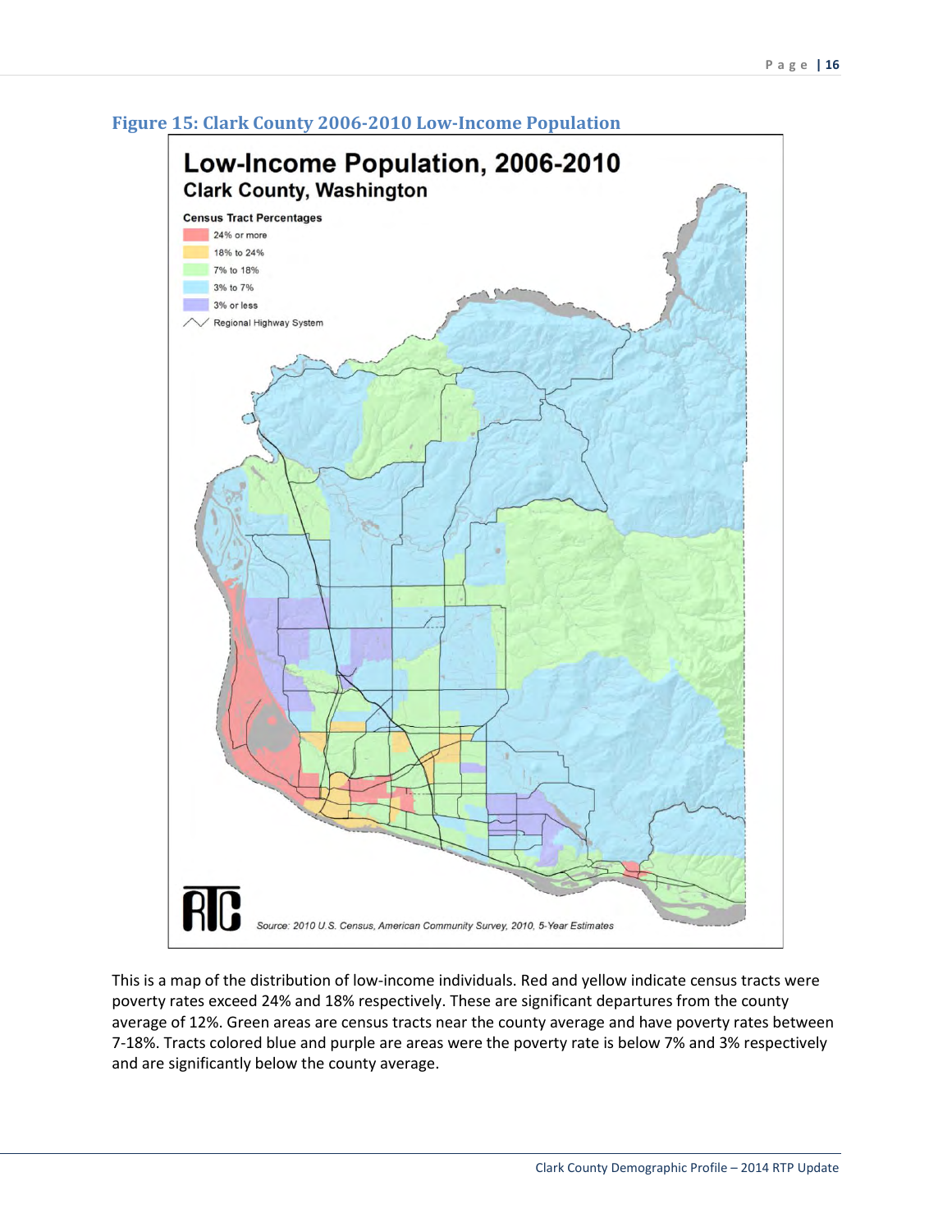## Figure 15: Clark County 2006-2010 Low-Income Population

This is a map of the distribution of low-income individuals. Red and yellow indicate census tracts were poverty rates exceed 24% and 18% respectively. These are significant departures from the county average of 12%. Green areas are census tracts near the county average and have poverty rates between 7-18%. Tracts colored blue and purple are areas were the poverty rate is below 7% and 3% respectively and are significantly below the county average.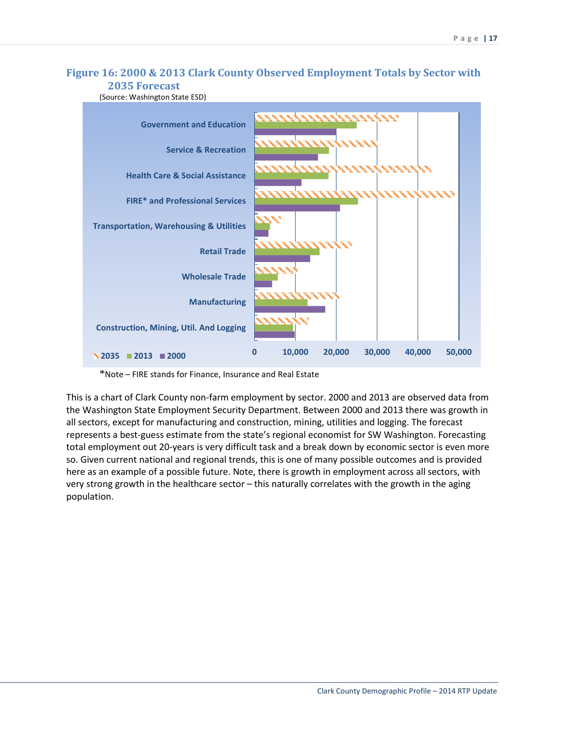### Figure 16: 2000 & 2013 Clark County Observed Employment Totals by Sector with 2035 Forecast

(Source: Washington State ESD)

Government and Education

Service & Recreation

Health Care & Social Assistance

FIRE* and Professional Services

Transportation, Warehousing & Utilities

Retail Trade

Wholesale Trade

Manufacturing

Construction, Mining, Util. And Logging

2035 2013 2000

0 10,000 20,000 30,000 40,000 50,000

*Note – FIRE stands for Finance, Insurance and Real Estate

This is a chart of Clark County non-farm employment by sector. 2000 and 2013 are observed data from the Washington State Employment Security Department. Between 2000 and 2013 there was growth in all sectors, except for manufacturing and construction, mining, utilities and logging. The forecast represents a best-guess estimate from the state's regional economist for SW Washington. Forecasting total employment out 20-years is very difficult task and a break down by economic sector is even more so. Given current national and regional trends, this is one of many possible outcomes and is provided here as an example of a possible future. Note, there is growth in employment across all sectors, with very strong growth in the healthcare sector – this naturally correlates with the growth in the aging population.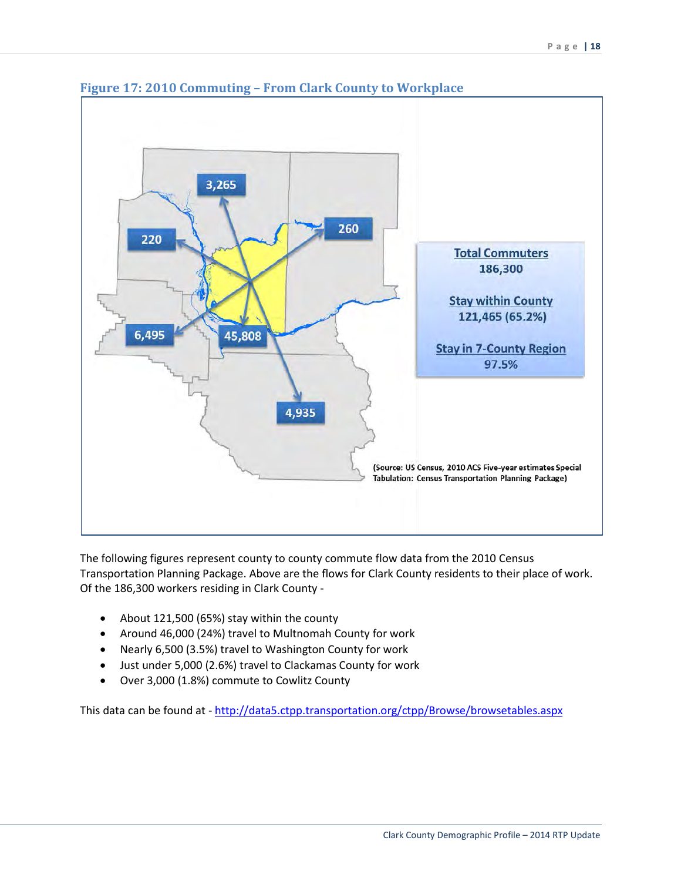### Figure 17: 2010 Commuting – From Clark County to Workplace

3,265

220

260

6,495

45,808

4,935

**Total Commuters**
**186,300**

**Stay within County**
**121,465 (65.2%)**

**Stay in 7-County Region**
**97.5%**

(Source: US Census, 2010 ACS Five-year estimates Special Tabulation: Census Transportation Planning Package)

The following figures represent county to county commute flow data from the 2010 Census Transportation Planning Package. Above are the flows for Clark County residents to their place of work. Of the 186,300 workers residing in Clark County -

- About 121,500 (65%) stay within the county
- Around 46,000 (24%) travel to Multnomah County for work
- Nearly 6,500 (3.5%) travel to Washington County for work
- Just under 5,000 (2.6%) travel to Clackamas County for work
- Over 3,000 (1.8%) commute to Cowlitz County

This data can be found at - http://data5.ctpp.transportation.org/ctpp/Browse/browsetables.aspx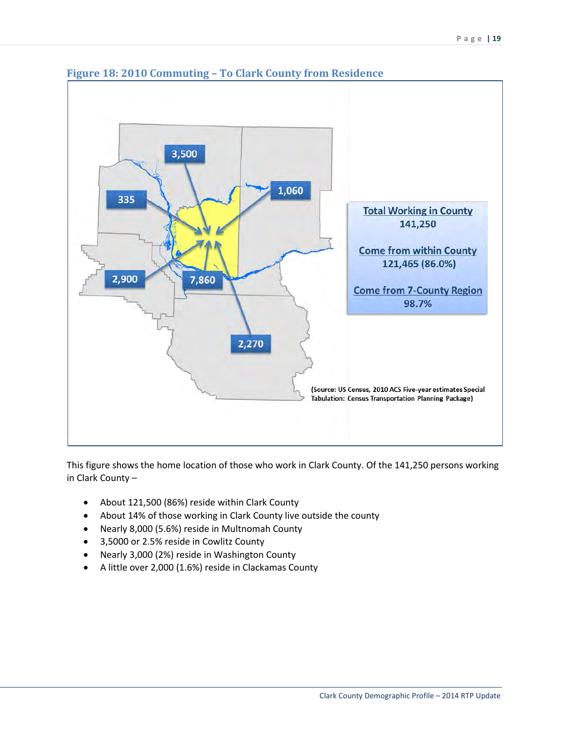### Figure 18: 2010 Commuting – To Clark County from Residence

3,500

335

1,060

2,900

7,860

2,270

**Total Working in County**
**141,250**

**Come from within County**
**121,465 (86.0%)**

**Come from 7-County Region**
**98.7%**

(Source: US Census, 2010 ACS Five-year estimates Special Tabulation: Census Transportation Planning Package)

This figure shows the home location of those who work in Clark County. Of the 141,250 persons working in Clark County –

- About 121,500 (86%) reside within Clark County
- About 14% of those working in Clark County live outside the county
- Nearly 8,000 (5.6%) reside in Multnomah County
- 3,5000 or 2.5% reside in Cowlitz County
- Nearly 3,000 (2%) reside in Washington County
- A little over 2,000 (1.6%) reside in Clackamas County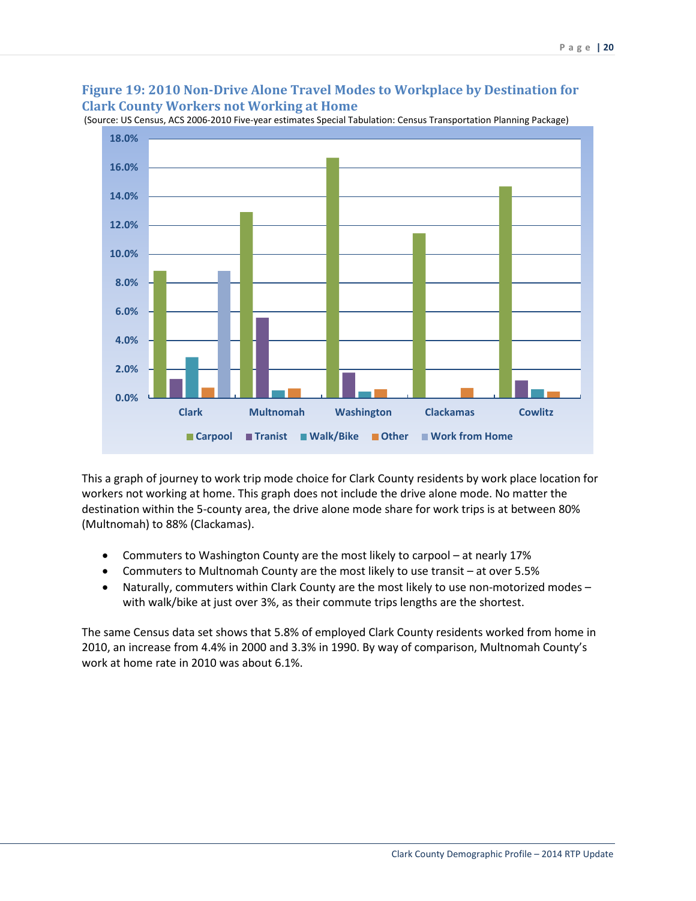## Figure 19: 2010 Non-Drive Alone Travel Modes to Workplace by Destination for Clark County Workers not Working at Home

(Source: US Census, ACS 2006-2010 Five-year estimates Special Tabulation: Census Transportation Planning Package)

This a graph of journey to work trip mode choice for Clark County residents by work place location for workers not working at home. This graph does not include the drive alone mode. No matter the destination within the 5-county area, the drive alone mode share for work trips is at between 80% (Multnomah) to 88% (Clackamas).

- Commuters to Washington County are the most likely to carpool – at nearly 17%
- Commuters to Multnomah County are the most likely to use transit – at over 5.5%
- Naturally, commuters within Clark County are the most likely to use non-motorized modes – with walk/bike at just over 3%, as their commute trips lengths are the shortest.

The same Census data set shows that 5.8% of employed Clark County residents worked from home in 2010, an increase from 4.4% in 2000 and 3.3% in 1990. By way of comparison, Multnomah County's work at home rate in 2010 was about 6.1%.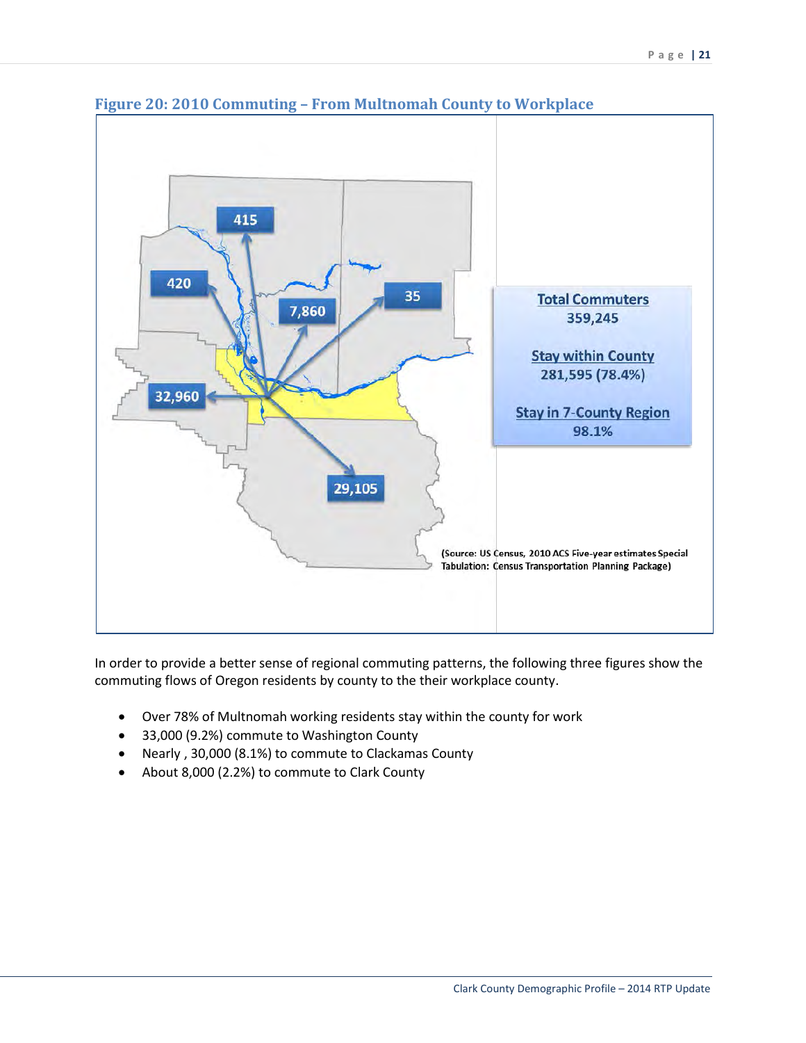### Figure 20: 2010 Commuting – From Multnomah County to Workplace

415

420

7,860

35

32,960

29,105

**Total Commuters**
359,245

**Stay within County**
281,595 (78.4%)

**Stay in 7-County Region**
98.1%

(Source: US Census, 2010 ACS Five-year estimates Special Tabulation: Census Transportation Planning Package)

In order to provide a better sense of regional commuting patterns, the following three figures show the commuting flows of Oregon residents by county to the their workplace county.

- Over 78% of Multnomah working residents stay within the county for work
- 33,000 (9.2%) commute to Washington County
- Nearly , 30,000 (8.1%) to commute to Clackamas County
- About 8,000 (2.2%) to commute to Clark County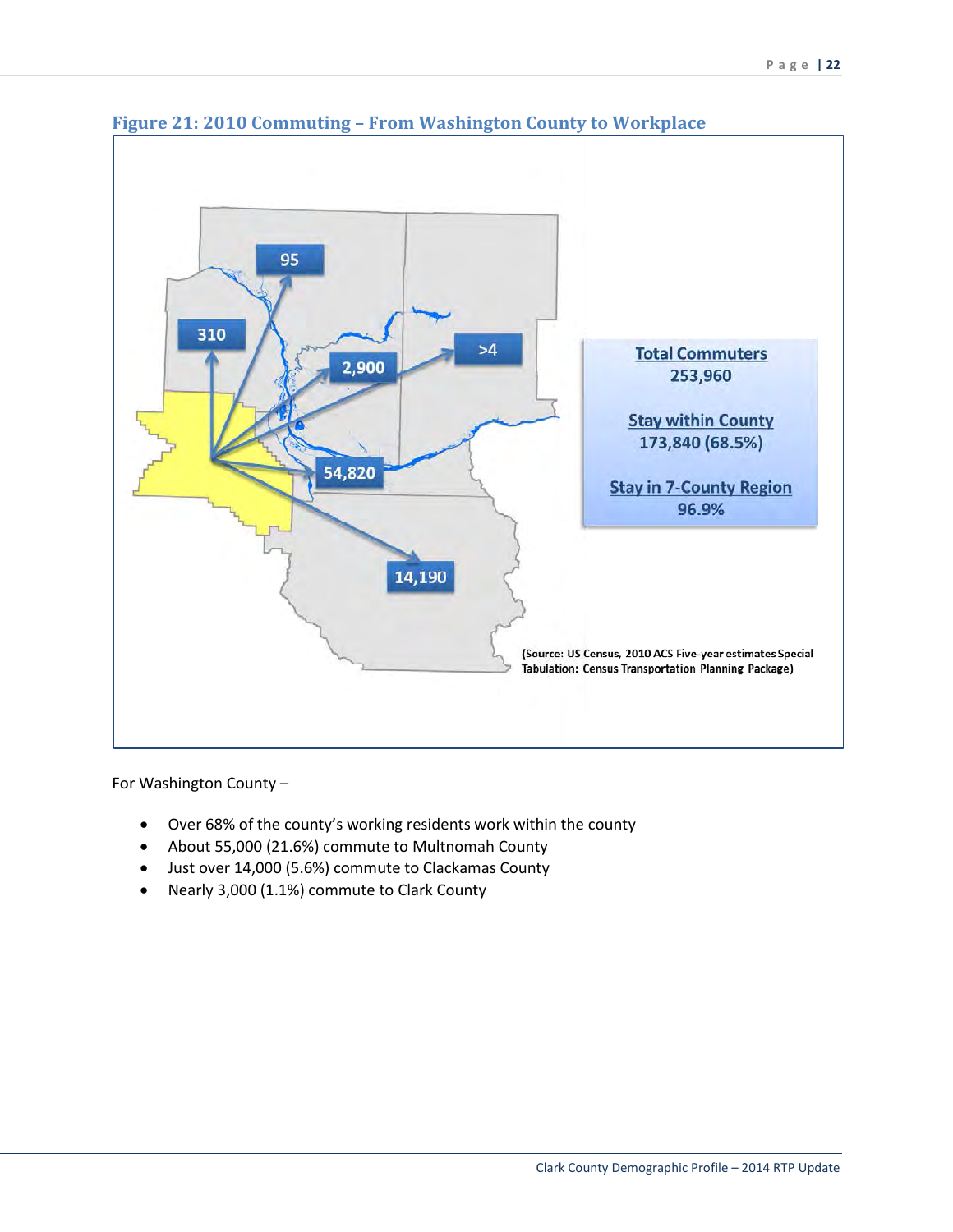## Figure 21: 2010 Commuting – From Washington County to Workplace

310

95

2,900

>4

54,820

14,190

**Total Commuters**
253,960

**Stay within County**
173,840 (68.5%)

**Stay in 7-County Region**
96.9%

(Source: US Census, 2010 ACS Five-year estimates Special Tabulation: Census Transportation Planning Package)

For Washington County –

- Over 68% of the county's working residents work within the county
- About 55,000 (21.6%) commute to Multnomah County
- Just over 14,000 (5.6%) commute to Clackamas County
- Nearly 3,000 (1.1%) commute to Clark County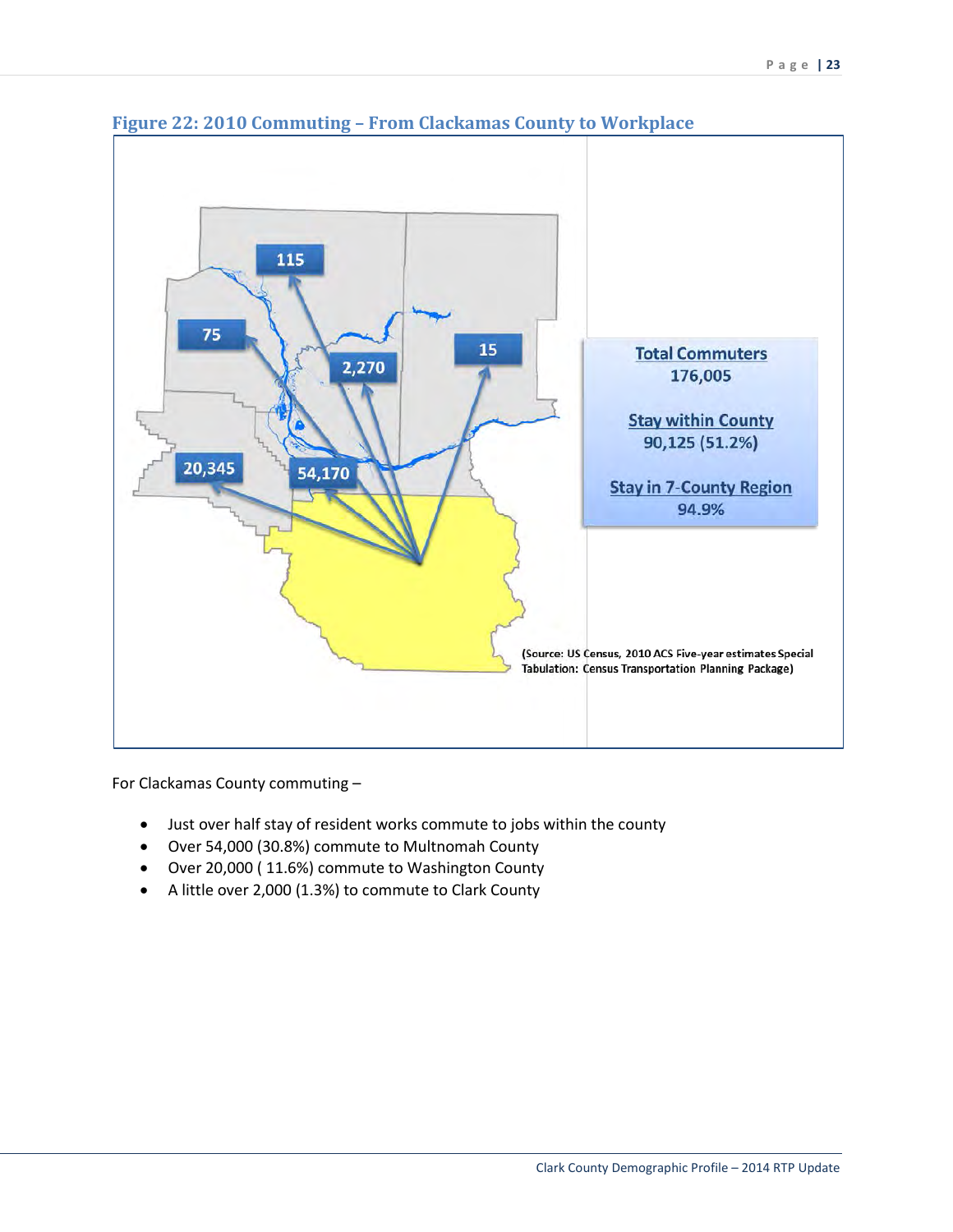## Figure 22: 2010 Commuting – From Clackamas County to Workplace

115

75

2,270

15

20,345

54,170

Total Commuters
176,005

Stay within County
90,125 (51.2%)

Stay in 7-County Region
94.9%

(Source: US Census, 2010 ACS Five-year estimates Special Tabulation: Census Transportation Planning Package)

For Clackamas County commuting –

- Just over half stay of resident works commute to jobs within the county
- Over 54,000 (30.8%) commute to Multnomah County
- Over 20,000 ( 11.6%) commute to Washington County
- A little over 2,000 (1.3%) to commute to Clark County